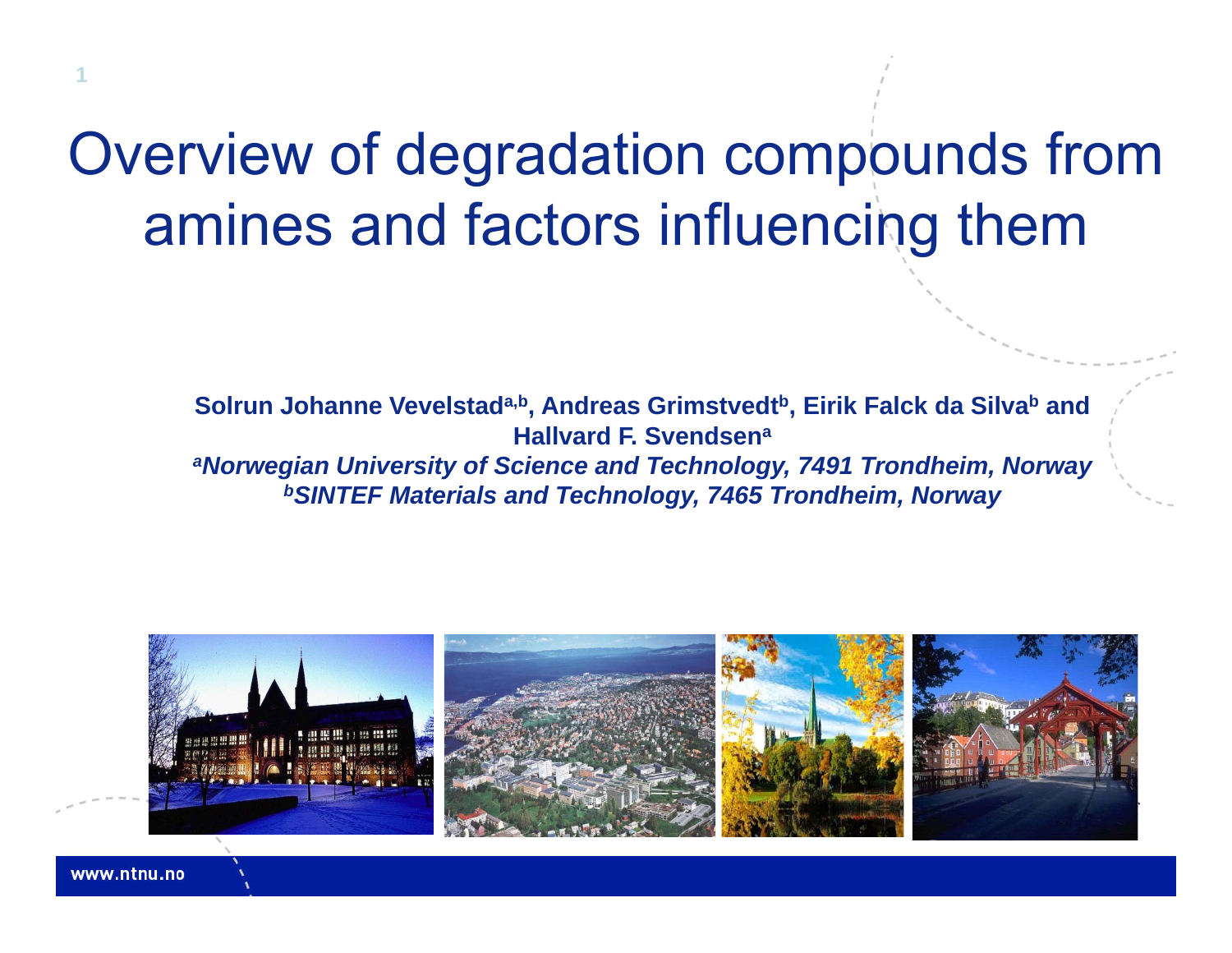# Overview of degradation compounds from amines and factors influencing them

**Solrun Johanne Vevelstad[a,b], Andreas Grimstvedt[b], Eirik Falck da Silva[b] and Hallvard F. Svendsen[a]**

***[a]Norwegian University of Science and Technology, 7491 Trondheim, Norway***

***[b]SINTEF Materials and Technology, 7465 Trondheim, Norway***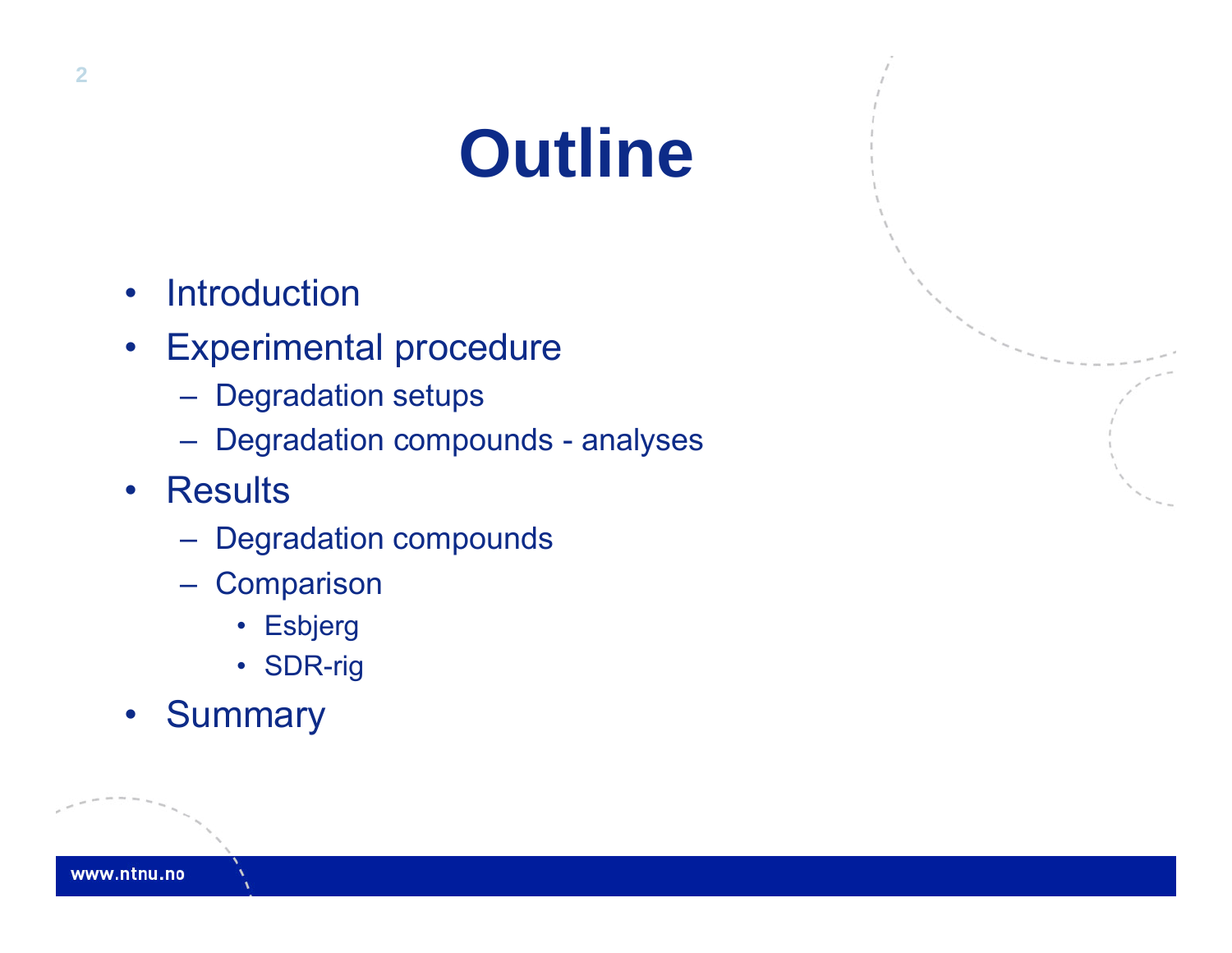# Outline

- Introduction
- Experimental procedure
  - Degradation setups
  - Degradation compounds - analyses
- Results
  - Degradation compounds
  - Comparison
    - Esbjerg
    - SDR-rig
- Summary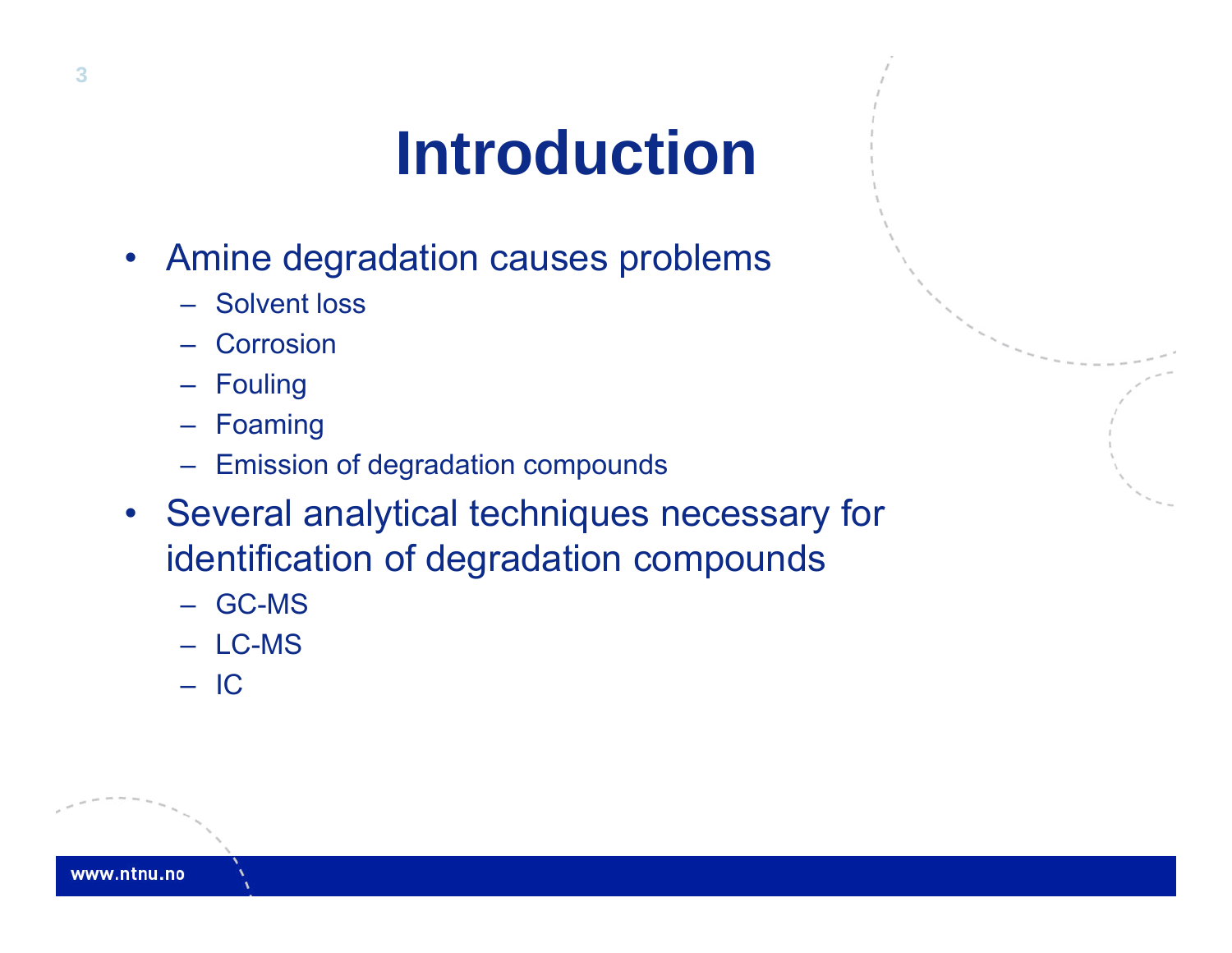# Introduction

- Amine degradation causes problems
  - Solvent loss
  - Corrosion
  - Fouling
  - Foaming
  - Emission of degradation compounds
- Several analytical techniques necessary for identification of degradation compounds
  - GC-MS
  - LC-MS
  - IC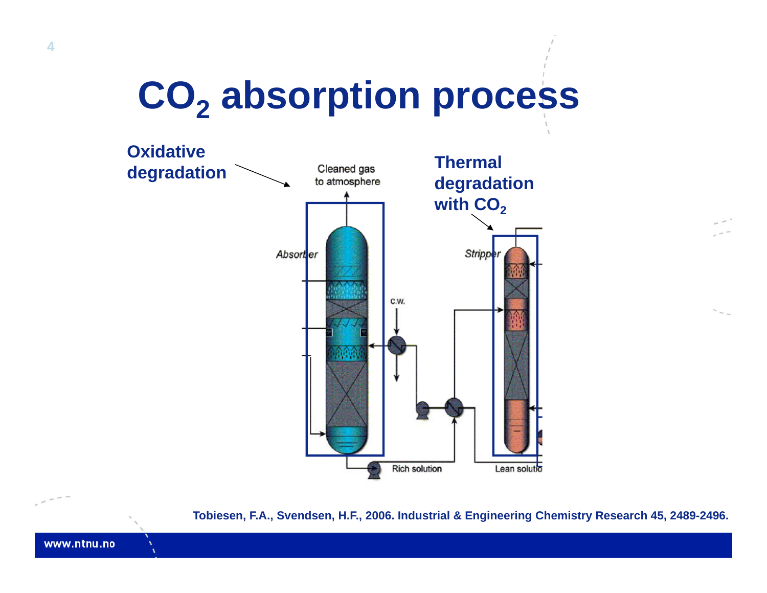# $CO_2$ absorption process

**Oxidative degradation**

**Thermal degradation with $CO_2$**

Cleaned gas to atmosphere

*Absorber*

*Stripper*

C.W.

Rich solution

Lean solutio

**Tobiesen, F.A., Svendsen, H.F., 2006. Industrial & Engineering Chemistry Research 45, 2489-2496.**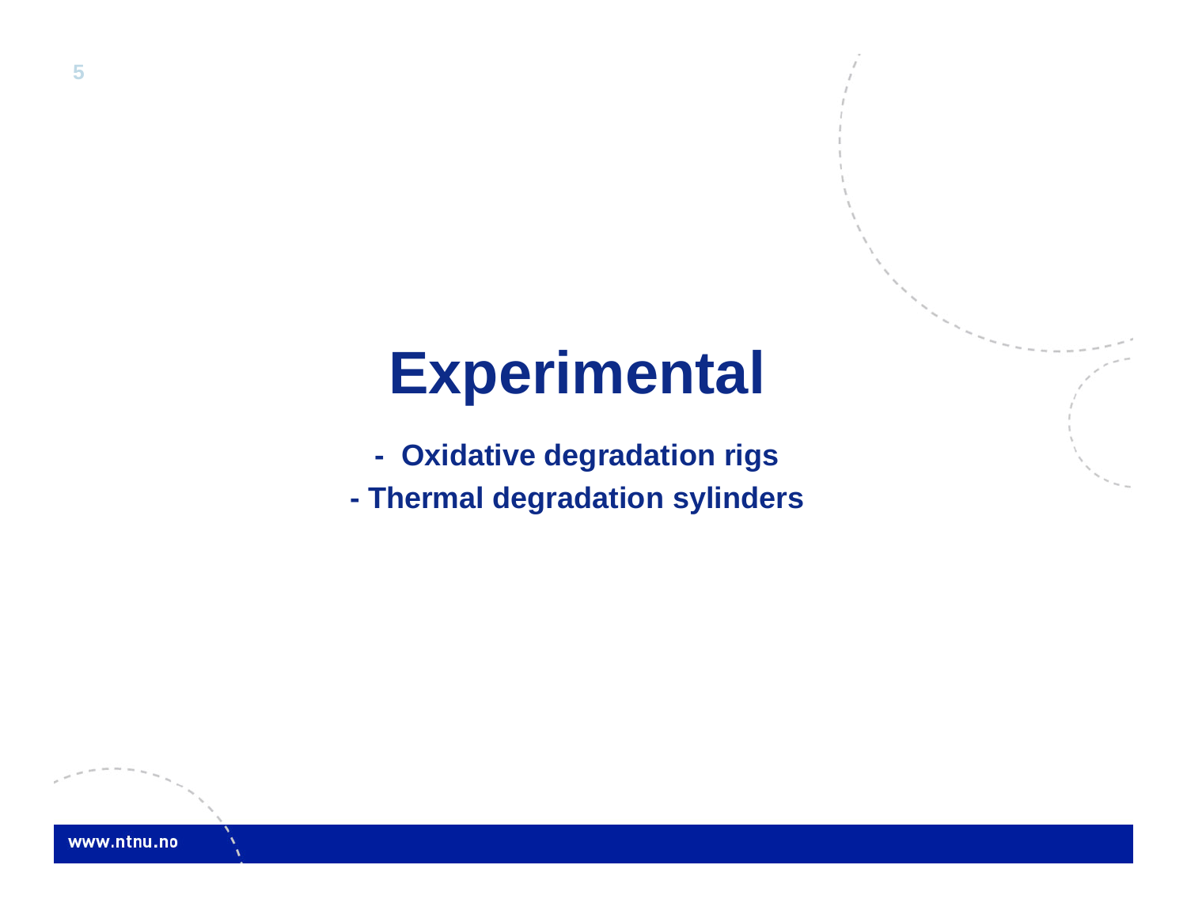# Experimental

- Oxidative degradation rigs
- Thermal degradation sylinders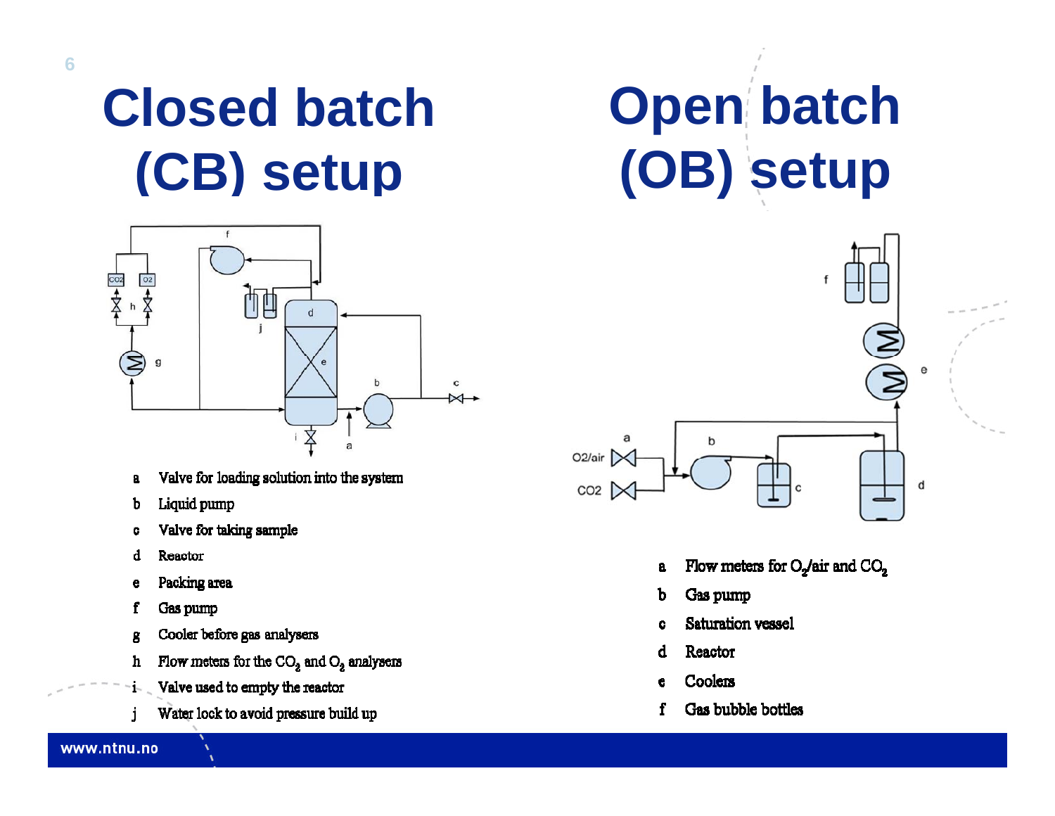# Closed batch (CB) setup

- a Valve for loading solution into the system
- b Liquid pump
- c Valve for taking sample
- d Reactor
- e Packing area
- f Gas pump
- g Cooler before gas analysers
- h Flow meters for the $CO_2$ and $O_2$ analysers
- i Valve used to empty the reactor
- j Water lock to avoid pressure build up

# Open batch (OB) setup

- a Flow meters for $O_2$/air and $CO_2$
- b Gas pump
- c Saturation vessel
- d Reactor
- e Coolers
- f Gas bubble bottles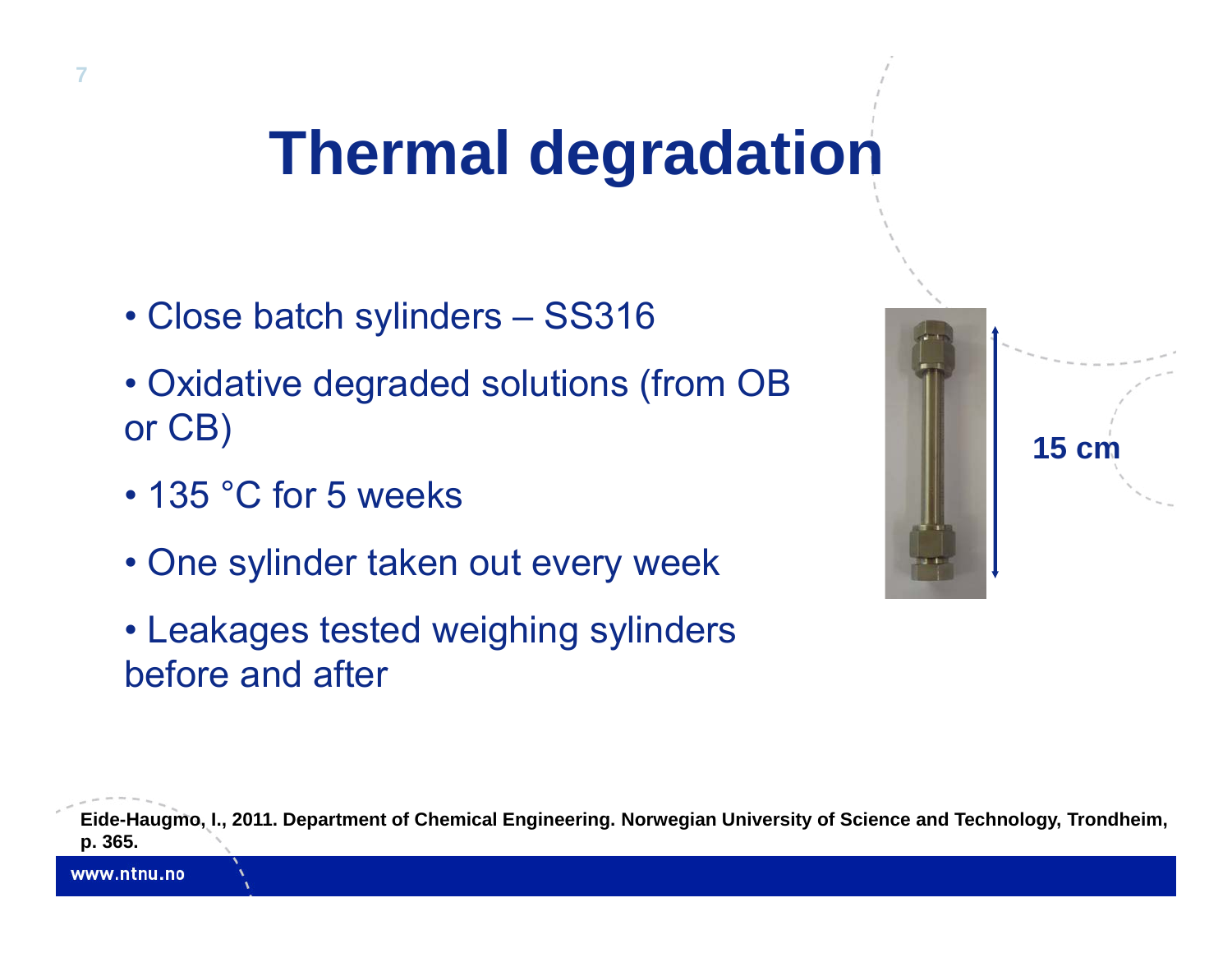# Thermal degradation

- Close batch sylinders – SS316
- Oxidative degraded solutions (from OB or CB)
- 135 °C for 5 weeks
- One sylinder taken out every week
- Leakages tested weighing sylinders before and after

15 cm

**Eide-Haugmo, I., 2011. Department of Chemical Engineering. Norwegian University of Science and Technology, Trondheim, p. 365.**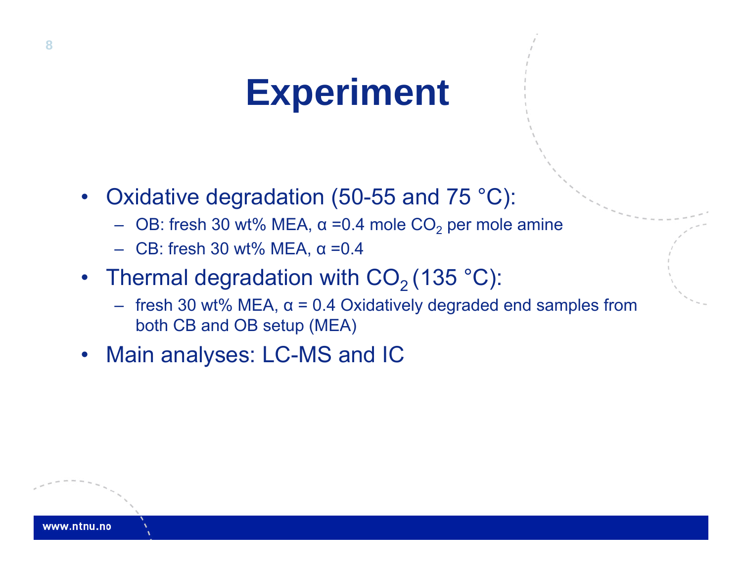# Experiment

- Oxidative degradation (50-55 and 75 °C):
  - OB: fresh 30 wt% MEA, α =0.4 mole $CO_2$ per mole amine
  - CB: fresh 30 wt% MEA, α =0.4
- Thermal degradation with $CO_2$ (135 °C):
  - fresh 30 wt% MEA, α = 0.4 Oxidatively degraded end samples from both CB and OB setup (MEA)
- Main analyses: LC-MS and IC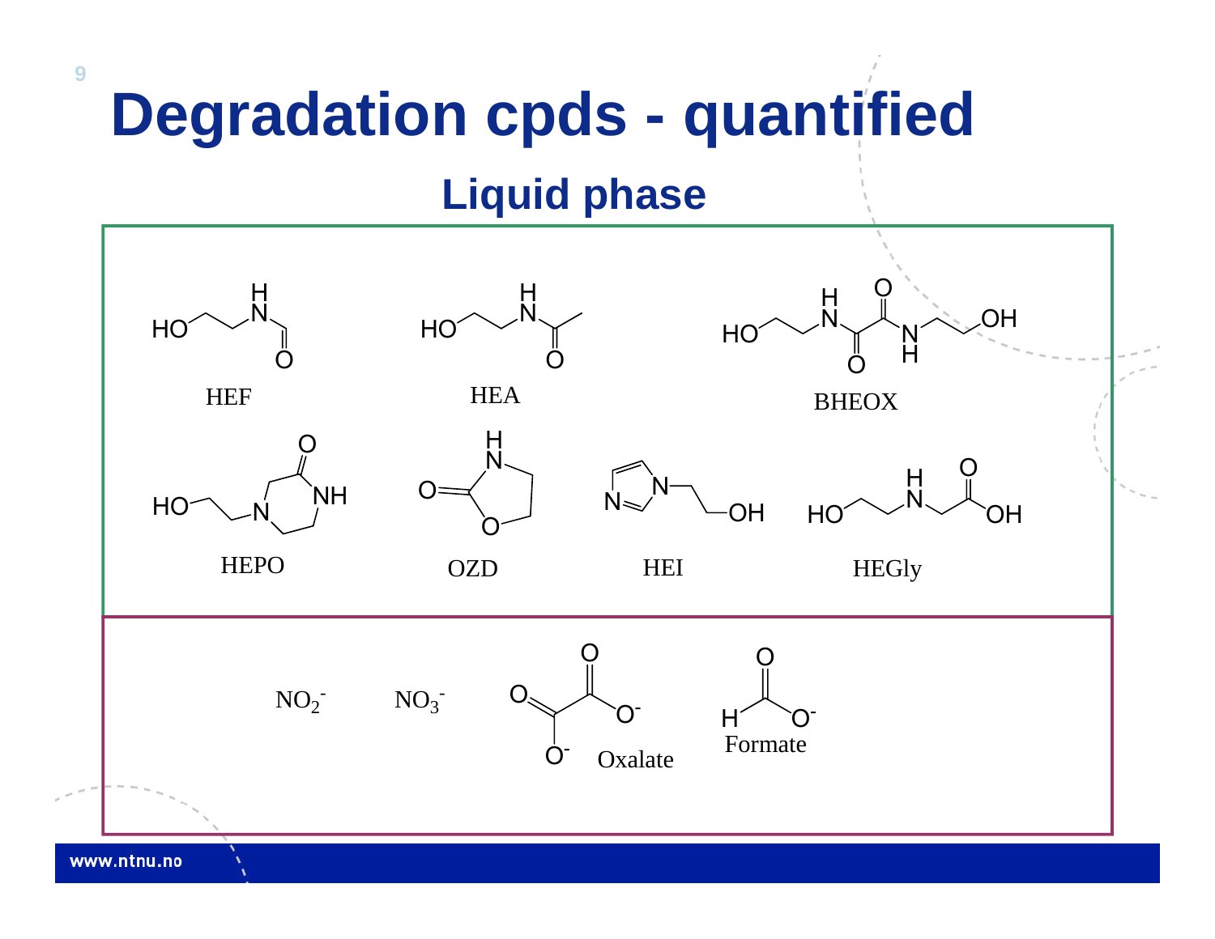# Degradation cpds - quantified

## Liquid phase

HEF

HEA

BHEOX

HEPO

OZD

HEI

HEGly

$NO_2^-$

$NO_3^-$

Oxalate

Formate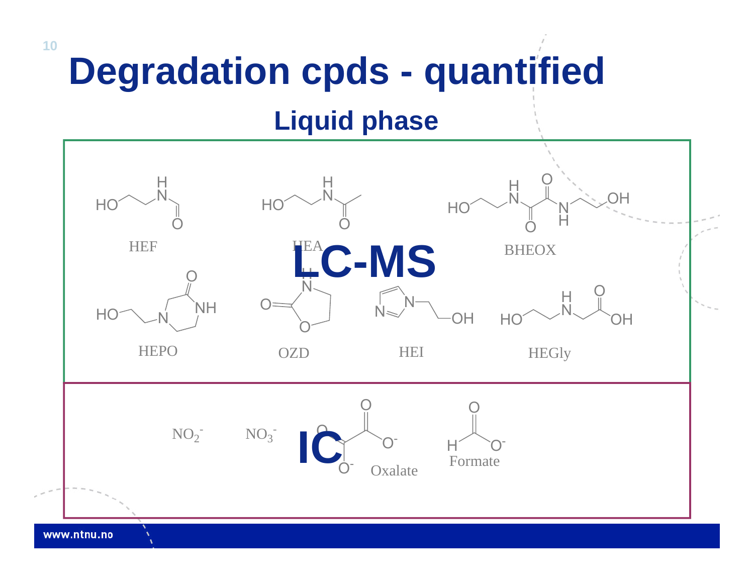# Degradation cpds - quantified

## Liquid phase

**LC-MS**

HEF

HEA

BHEOX

HEPO

OZD

HEI

HEGly

**IC**

$NO_2^-$

$NO_3^-$

Oxalate

Formate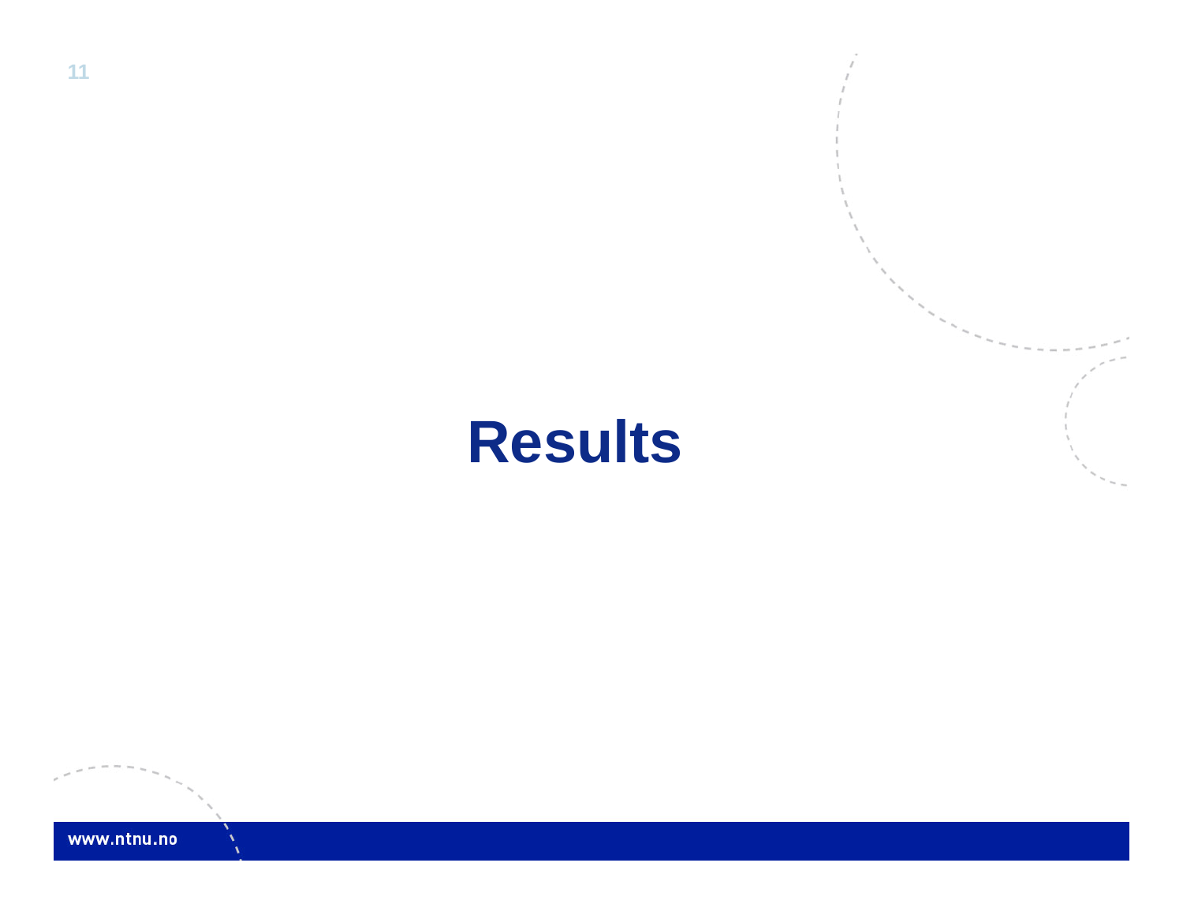# Results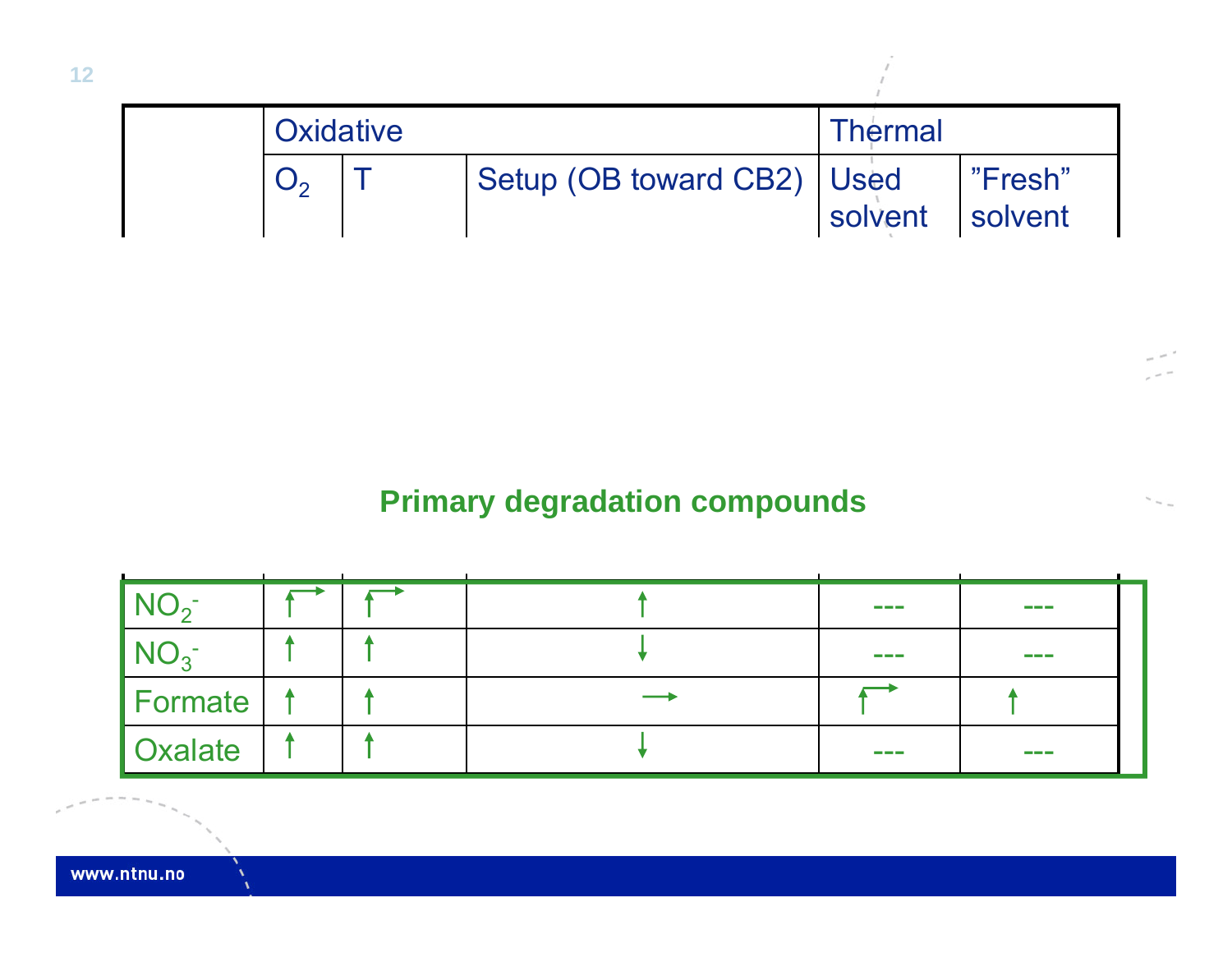| | Oxidative | | | Thermal | |
|---|---|---|---|---|---|
| | $O_2$ | T | Setup (OB toward CB2) | Used solvent | ”Fresh” solvent |
| $NO_2^-$ | ↑→ | ↑→ | ↑ | --- | --- |
| $NO_3^-$ | ↑ | ↑ | ↓ | --- | --- |
| Formate | ↑ | ↑ | → | ↑→ | ↑ |
| Oxalate | ↑ | ↑ | ↓ | --- | --- |

**Primary degradation compounds**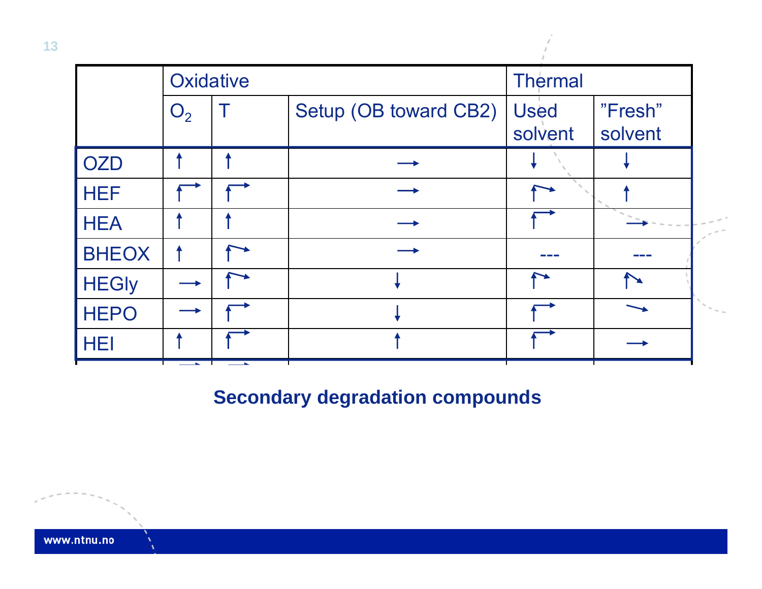| | Oxidative | | | Thermal | |
|---|---|---|---|---|---|
| | $O_2$ | T | Setup (OB toward CB2) | Used solvent | "Fresh" solvent |
| OZD | ↑ | ↑ | → | ↓ | ↓ |
| HEF | ↑→ | ↑→ | → | ↑↘ | ↑ |
| HEA | ↑ | ↑ | → | ↑→ | → |
| BHEOX | ↑ | ↑↘ | → | --- | --- |
| HEGly | → | ↑↘ | ↓ | ↑↘ | ↑↘ |
| HEPO | → | ↑→ | ↓ | ↑→ | ↘ |
| HEI | ↑ | ↑→ | ↑ | ↑→ | → |

**Secondary degradation compounds**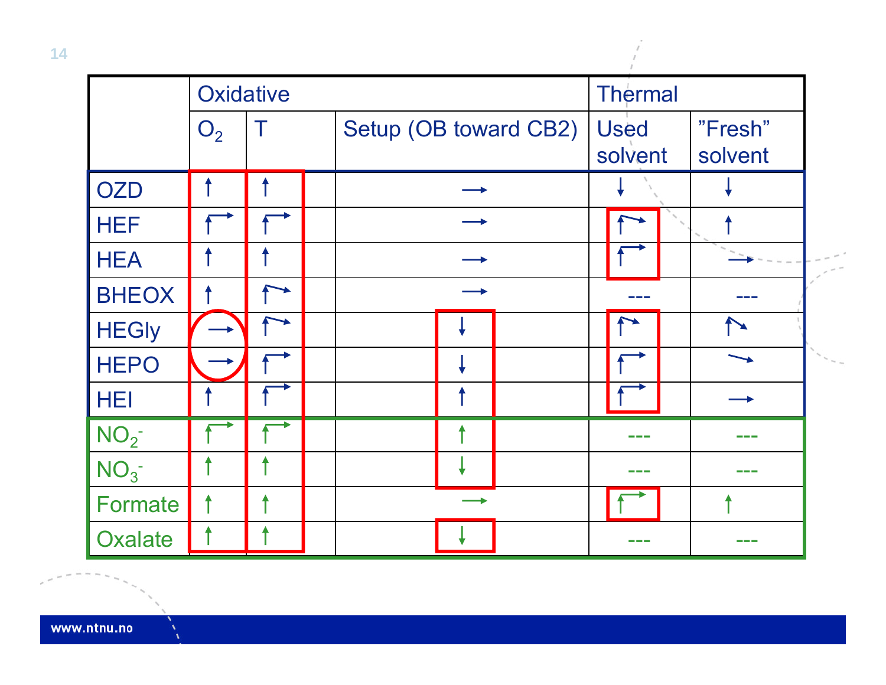| | Oxidative | | | Thermal | |
|---|---|---|---|---|---|
| | $O_2$ | T | Setup (OB toward CB2) | Used solvent | "Fresh" solvent |
| OZD | ↑ | ↑ | → | ↓ | ↓ |
| HEF | ↑→ | ↑→ | → | ↑→ | ↑ |
| HEA | ↑ | ↑ | → | ↑→ | → |
| BHEOX | ↑ | ↑→ | → | --- | --- |
| HEGly | → | ↑→ | ↓ | ↑→ | ↑↘ |
| HEPO | → | ↑→ | ↓ | ↑→ | → |
| HEI | ↑ | ↑→ | ↑ | ↑→ | → |
| $NO_2^-$ | ↑→ | ↑→ | ↑ | --- | --- |
| $NO_3^-$ | ↑ | ↑ | ↓ | --- | --- |
| Formate | ↑ | ↑ | → | ↑→ | ↑ |
| Oxalate | ↑ | ↑ | ↓ | --- | --- |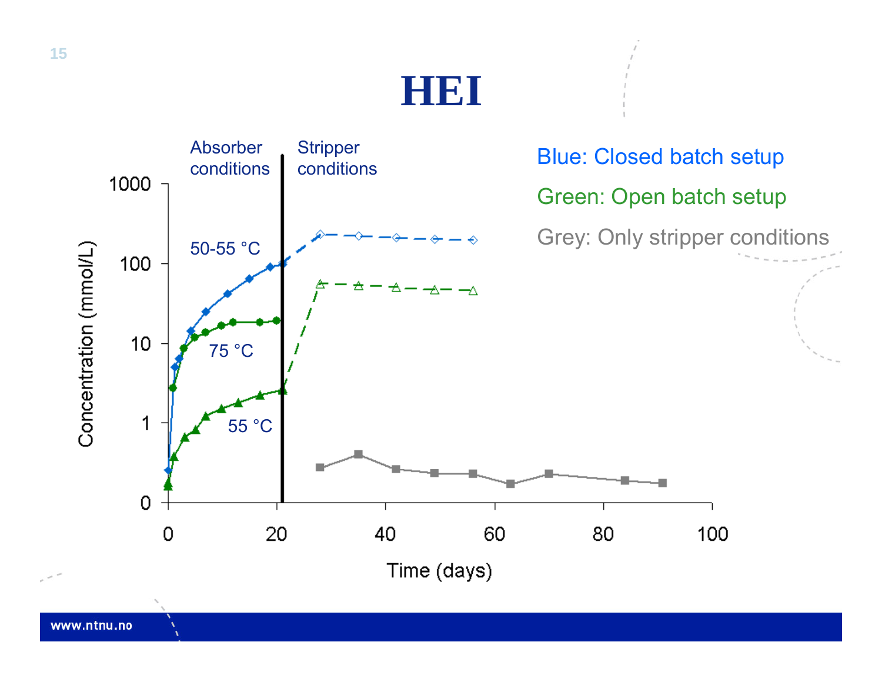# HEI

Blue: Closed batch setup

Green: Open batch setup

Grey: Only stripper conditions

Absorber conditions | Stripper conditions

50-55 °C

75 °C

55 °C

Concentration (mmol/L)

1000, 100, 10, 1, 0

Time (days)

0, 20, 40, 60, 80, 100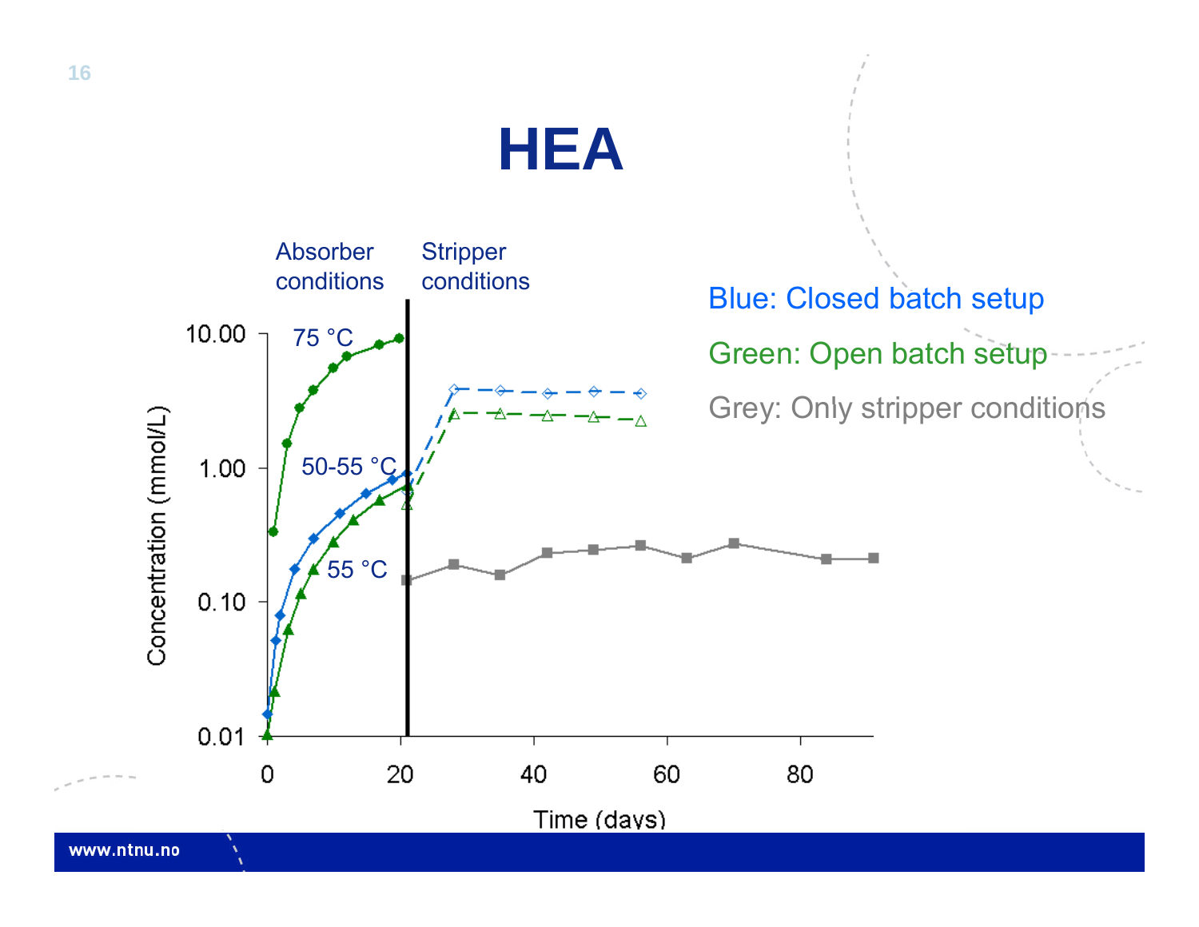# HEA

Absorber conditions

Stripper conditions

75 °C

50-55 °C

55 °C

Blue: Closed batch setup

Green: Open batch setup

Grey: Only stripper conditions

Concentration (mmol/L)

10.00

1.00

0.10

0.01

0 20 40 60 80

Time (days)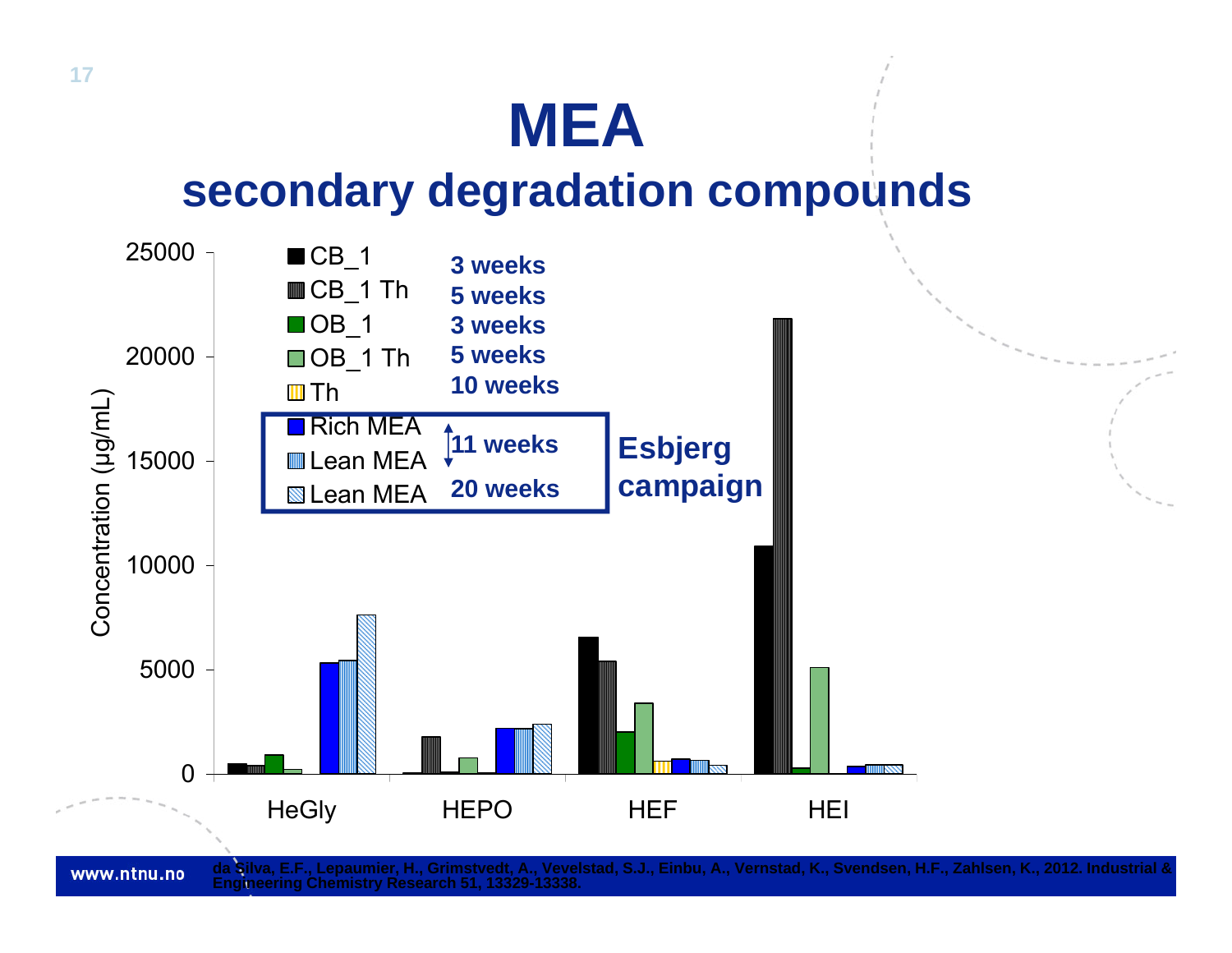# MEA

## secondary degradation compounds

| Legend | Duration |
| --- | --- |
| CB_1 | 3 weeks |
| CB_1 Th | 5 weeks |
| OB_1 | 3 weeks |
| OB_1 Th | 5 weeks |
| Th | 10 weeks |
| Rich MEA | 11 weeks |
| Lean MEA | 11 weeks |
| Lean MEA | 20 weeks |

Esbjerg campaign (Rich MEA, Lean MEA, Lean MEA)

Concentration (µg/mL): 0, 5000, 10000, 15000, 20000, 25000

HeGly, HEPO, HEF, HEI

da Silva, E.F., Lepaumier, H., Grimstvedt, A., Vevelstad, S.J., Einbu, A., Vernstad, K., Svendsen, H.F., Zahlsen, K., 2012. Industrial & Engineering Chemistry Research 51, 13329-13338.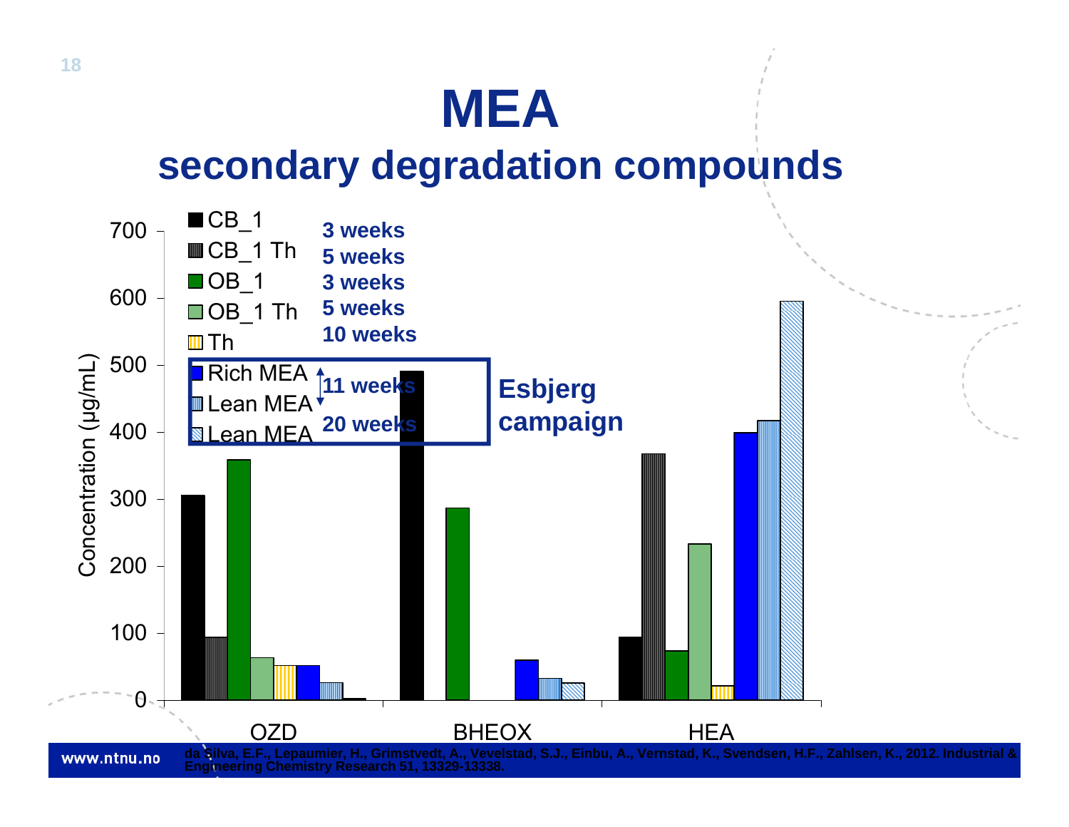# MEA

## secondary degradation compounds

| | CB_1 (3 weeks) | CB_1 Th (5 weeks) | OB_1 (3 weeks) | OB_1 Th (5 weeks) | Th (10 weeks) | Rich MEA (11 weeks, Esbjerg campaign) | Lean MEA (11 weeks, Esbjerg campaign) | Lean MEA (20 weeks, Esbjerg campaign) |
|---|---|---|---|---|---|---|---|---|
| OZD | ~305 | ~94 | ~359 | ~63 | ~52 | ~52 | ~26 | ~2 |
| BHEOX | ~490 | | ~287 | | | ~60 | ~32 | ~26 |
| HEA | ~94 | ~368 | ~74 | ~233 | ~21 | ~400 | ~417 | ~595 |

Concentration (µg/mL)

da Silva, E.F., Lepaumier, H., Grimstvedt, A., Vevelstad, S.J., Einbu, A., Vernstad, K., Svendsen, H.F., Zahlsen, K., 2012. Industrial & Engineering Chemistry Research 51, 13329-13338.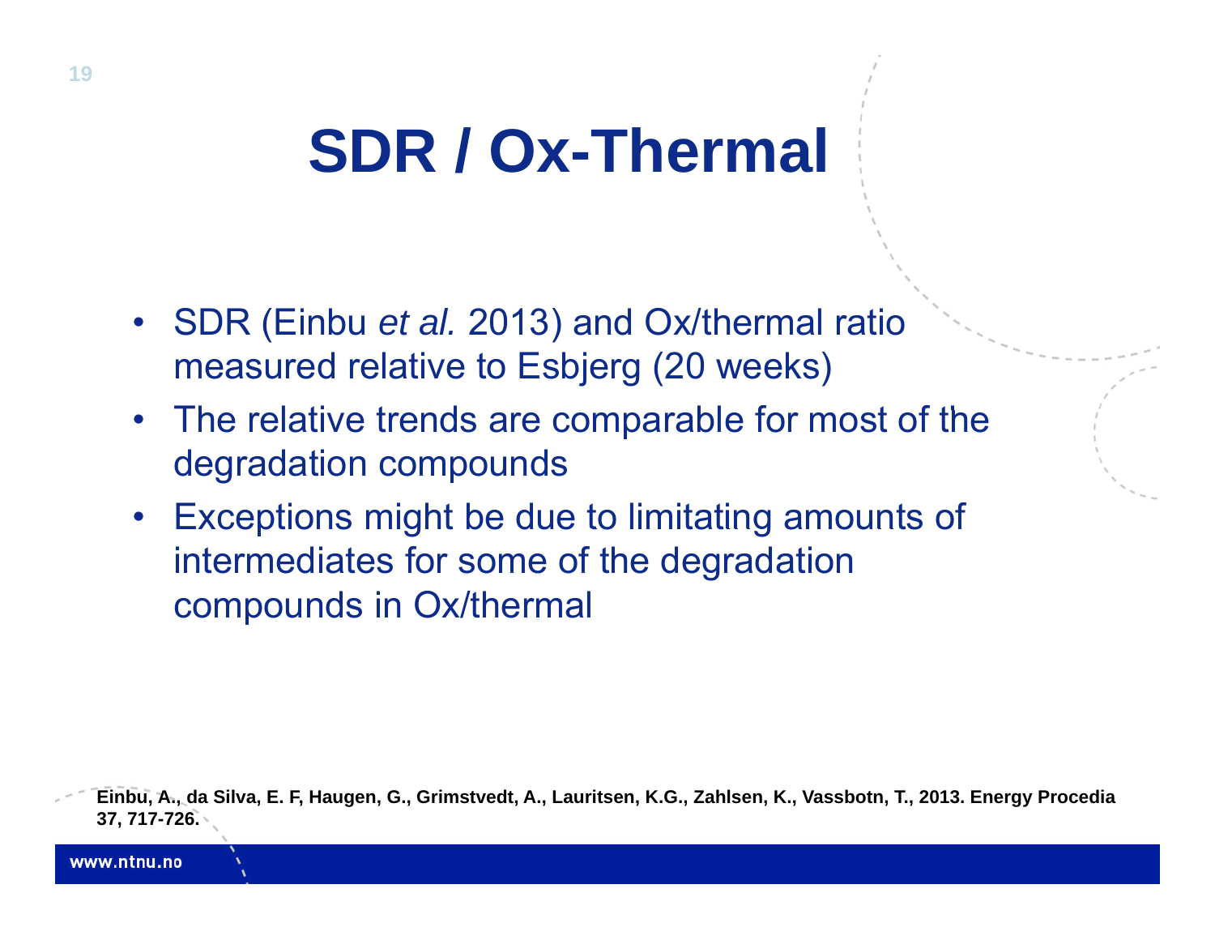# SDR / Ox-Thermal

- SDR (Einbu *et al.* 2013) and Ox/thermal ratio measured relative to Esbjerg (20 weeks)
- The relative trends are comparable for most of the degradation compounds
- Exceptions might be due to limitating amounts of intermediates for some of the degradation compounds in Ox/thermal

**Einbu, A., da Silva, E. F, Haugen, G., Grimstvedt, A., Lauritsen, K.G., Zahlsen, K., Vassbotn, T., 2013. Energy Procedia 37, 717-726.**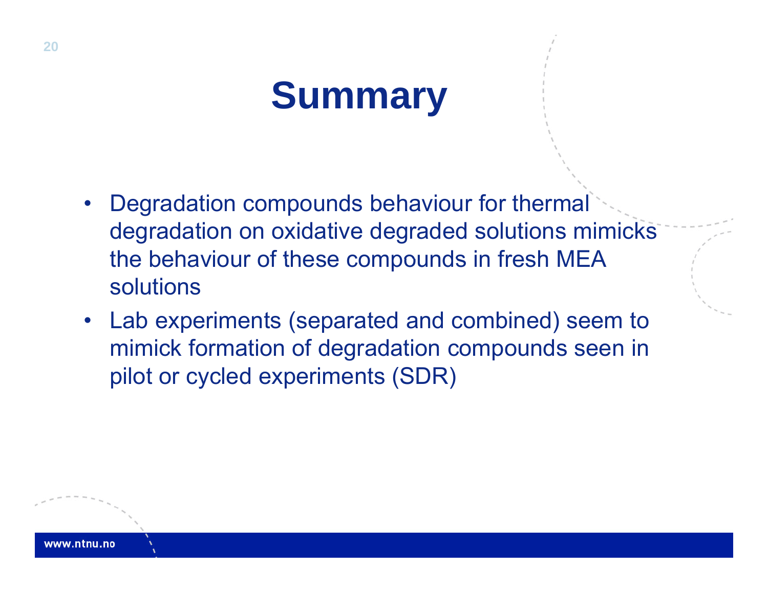# Summary

- Degradation compounds behaviour for thermal degradation on oxidative degraded solutions mimicks the behaviour of these compounds in fresh MEA solutions
- Lab experiments (separated and combined) seem to mimick formation of degradation compounds seen in pilot or cycled experiments (SDR)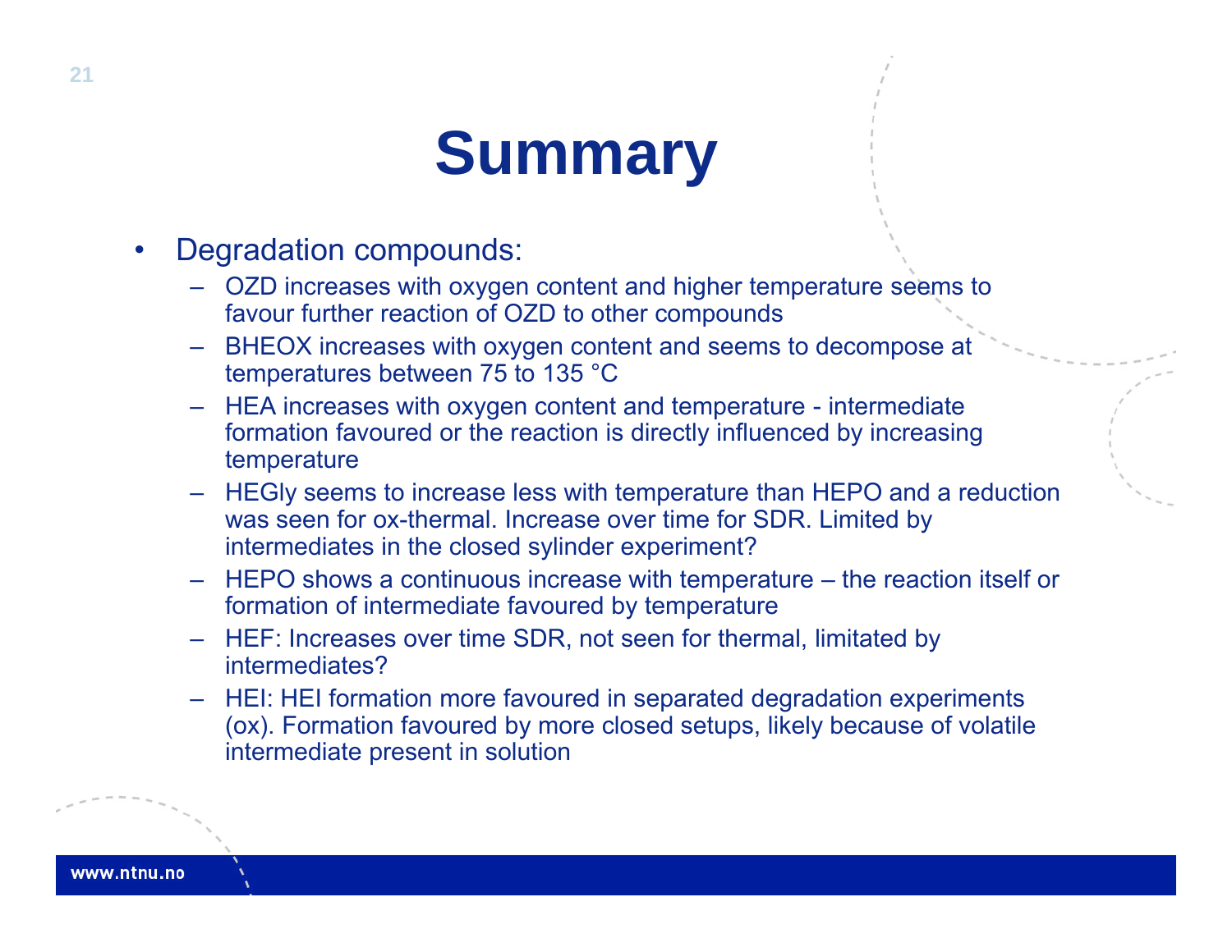# Summary

- Degradation compounds:
  - OZD increases with oxygen content and higher temperature seems to favour further reaction of OZD to other compounds
  - BHEOX increases with oxygen content and seems to decompose at temperatures between 75 to 135 °C
  - HEA increases with oxygen content and temperature - intermediate formation favoured or the reaction is directly influenced by increasing temperature
  - HEGly seems to increase less with temperature than HEPO and a reduction was seen for ox-thermal. Increase over time for SDR. Limited by intermediates in the closed sylinder experiment?
  - HEPO shows a continuous increase with temperature – the reaction itself or formation of intermediate favoured by temperature
  - HEF: Increases over time SDR, not seen for thermal, limitated by intermediates?
  - HEI: HEI formation more favoured in separated degradation experiments (ox). Formation favoured by more closed setups, likely because of volatile intermediate present in solution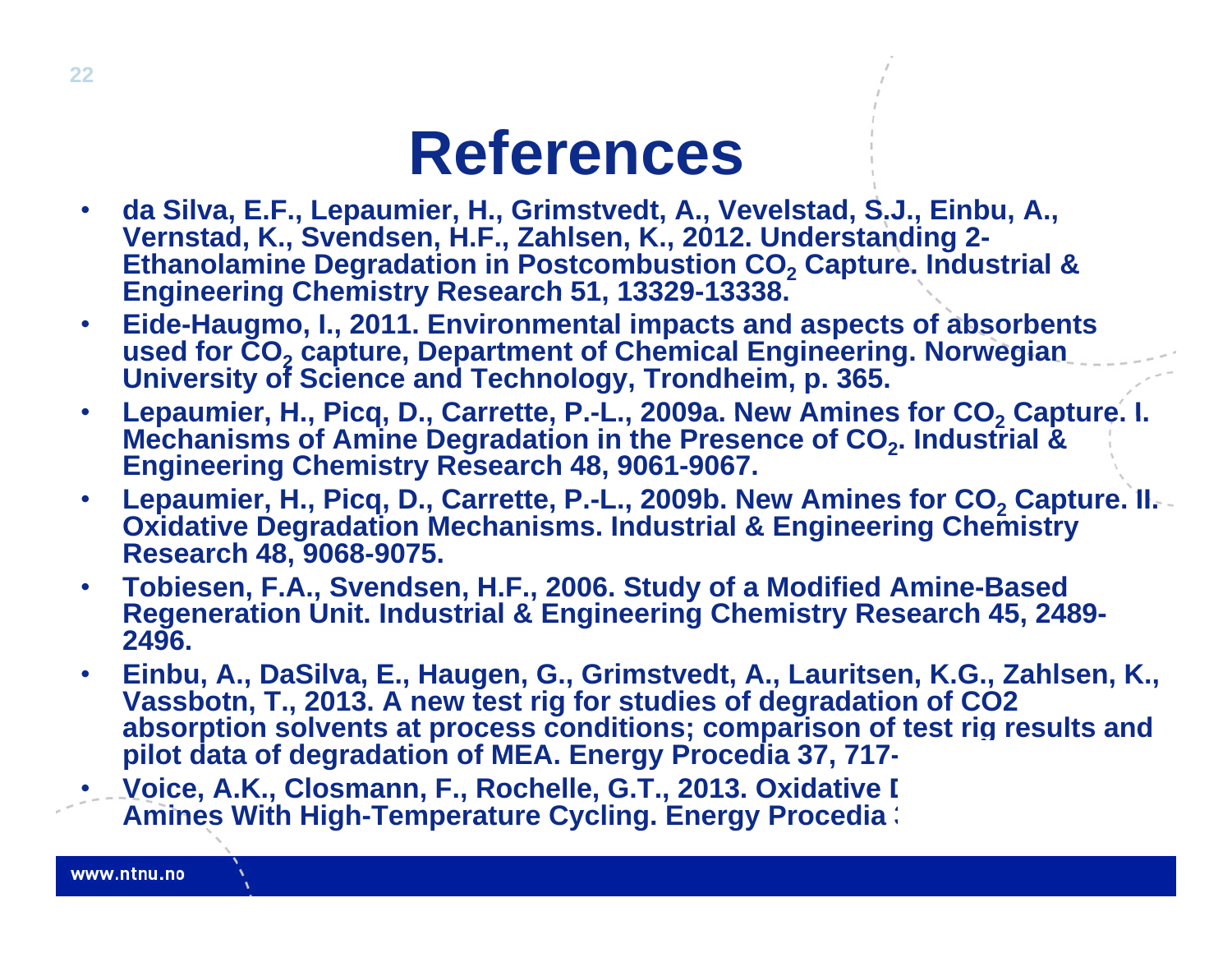# References

- da Silva, E.F., Lepaumier, H., Grimstvedt, A., Vevelstad, S.J., Einbu, A., Vernstad, K., Svendsen, H.F., Zahlsen, K., 2012. Understanding 2-Ethanolamine Degradation in Postcombustion $CO_2$ Capture. Industrial & Engineering Chemistry Research 51, 13329-13338.
- Eide-Haugmo, I., 2011. Environmental impacts and aspects of absorbents used for $CO_2$ capture, Department of Chemical Engineering. Norwegian University of Science and Technology, Trondheim, p. 365.
- Lepaumier, H., Picq, D., Carrette, P.-L., 2009a. New Amines for $CO_2$ Capture. I. Mechanisms of Amine Degradation in the Presence of $CO_2$. Industrial & Engineering Chemistry Research 48, 9061-9067.
- Lepaumier, H., Picq, D., Carrette, P.-L., 2009b. New Amines for $CO_2$ Capture. II. Oxidative Degradation Mechanisms. Industrial & Engineering Chemistry Research 48, 9068-9075.
- Tobiesen, F.A., Svendsen, H.F., 2006. Study of a Modified Amine-Based Regeneration Unit. Industrial & Engineering Chemistry Research 45, 2489-2496.
- Einbu, A., DaSilva, E., Haugen, G., Grimstvedt, A., Lauritsen, K.G., Zahlsen, K., Vassbotn, T., 2013. A new test rig for studies of degradation of CO2 absorption solvents at process conditions; comparison of test rig results and pilot data of degradation of MEA. Energy Procedia 37, 717-
- Voice, A.K., Closmann, F., Rochelle, G.T., 2013. Oxidative D Amines With High-Temperature Cycling. Energy Procedia 3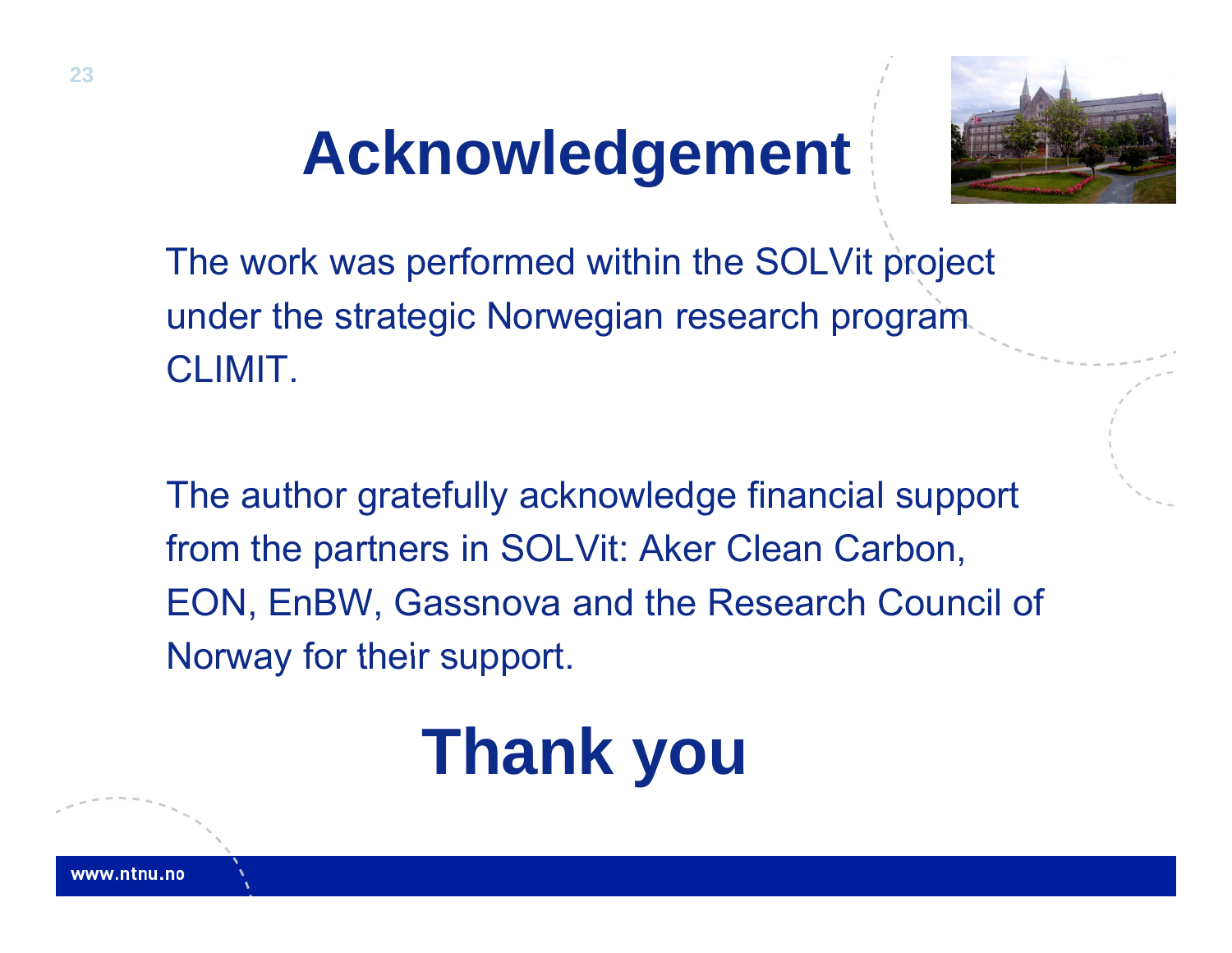# Acknowledgement

The work was performed within the SOLVit project under the strategic Norwegian research program CLIMIT.

The author gratefully acknowledge financial support from the partners in SOLVit: Aker Clean Carbon, EON, EnBW, Gassnova and the Research Council of Norway for their support.

# Thank you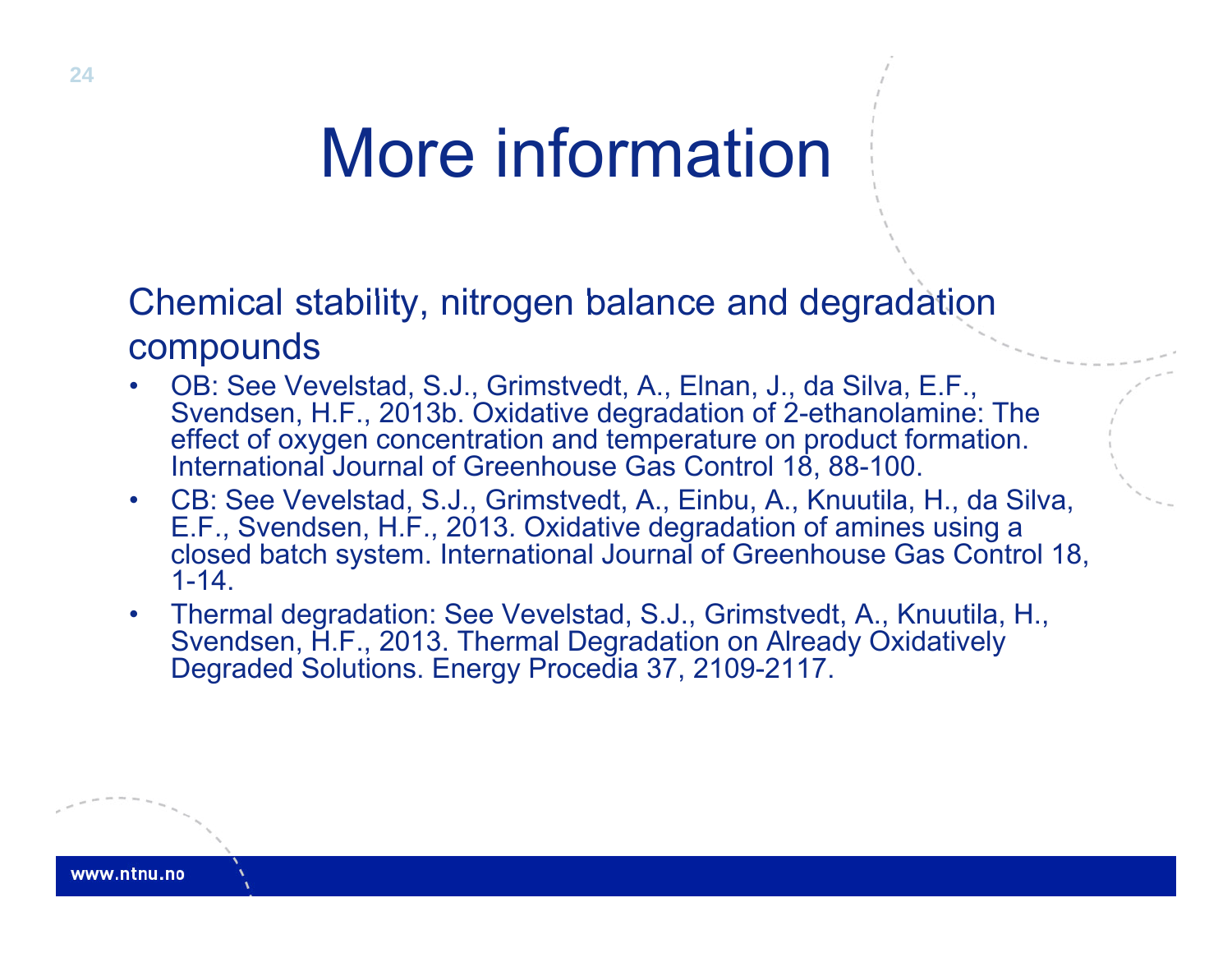# More information

Chemical stability, nitrogen balance and degradation compounds

- OB: See Vevelstad, S.J., Grimstvedt, A., Elnan, J., da Silva, E.F., Svendsen, H.F., 2013b. Oxidative degradation of 2-ethanolamine: The effect of oxygen concentration and temperature on product formation. International Journal of Greenhouse Gas Control 18, 88-100.
- CB: See Vevelstad, S.J., Grimstvedt, A., Einbu, A., Knuutila, H., da Silva, E.F., Svendsen, H.F., 2013. Oxidative degradation of amines using a closed batch system. International Journal of Greenhouse Gas Control 18, 1-14.
- Thermal degradation: See Vevelstad, S.J., Grimstvedt, A., Knuutila, H., Svendsen, H.F., 2013. Thermal Degradation on Already Oxidatively Degraded Solutions. Energy Procedia 37, 2109-2117.